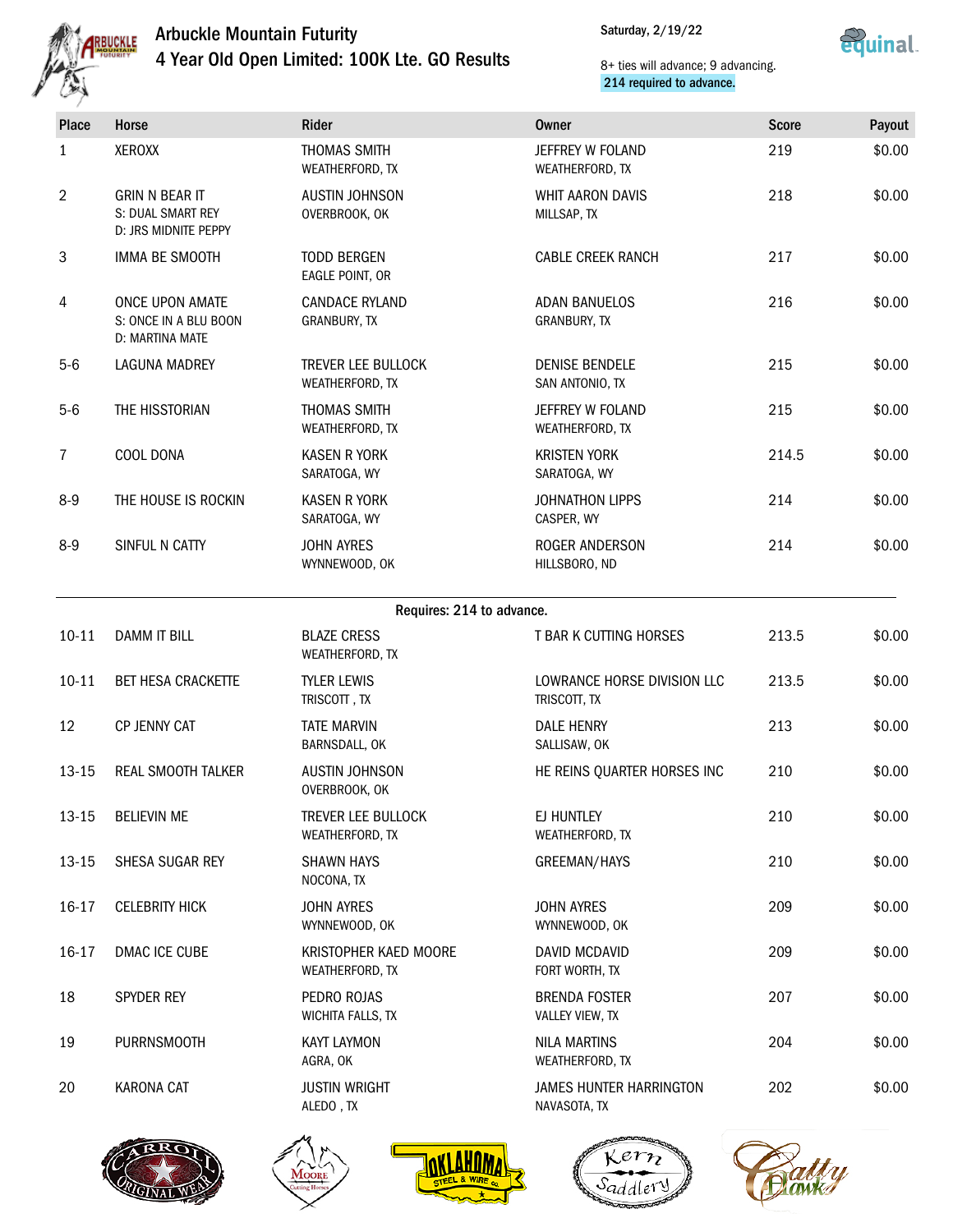# Arbuckle Mountain Futurity

## 4 Year Old Open Limited: 100K Lte. GO Results

Saturday, 2/19/22

8+ ties will advance; 9 advancing.
**214 required to advance.**

| Place | Horse | Rider | Owner | Score | Payout |
|---|---|---|---|---|---|
| 1 | XEROXX | THOMAS SMITH<br>WEATHERFORD, TX | JEFFREY W FOLAND<br>WEATHERFORD, TX | 219 | $0.00 |
| 2 | GRIN N BEAR IT<br>S: DUAL SMART REY<br>D: JRS MIDNITE PEPPY | AUSTIN JOHNSON<br>OVERBROOK, OK | WHIT AARON DAVIS<br>MILLSAP, TX | 218 | $0.00 |
| 3 | IMMA BE SMOOTH | TODD BERGEN<br>EAGLE POINT, OR | CABLE CREEK RANCH | 217 | $0.00 |
| 4 | ONCE UPON AMATE<br>S: ONCE IN A BLU BOON<br>D: MARTINA MATE | CANDACE RYLAND<br>GRANBURY, TX | ADAN BANUELOS<br>GRANBURY, TX | 216 | $0.00 |
| 5-6 | LAGUNA MADREY | TREVER LEE BULLOCK<br>WEATHERFORD, TX | DENISE BENDELE<br>SAN ANTONIO, TX | 215 | $0.00 |
| 5-6 | THE HISSTORIAN | THOMAS SMITH<br>WEATHERFORD, TX | JEFFREY W FOLAND<br>WEATHERFORD, TX | 215 | $0.00 |
| 7 | COOL DONA | KASEN R YORK<br>SARATOGA, WY | KRISTEN YORK<br>SARATOGA, WY | 214.5 | $0.00 |
| 8-9 | THE HOUSE IS ROCKIN | KASEN R YORK<br>SARATOGA, WY | JOHNATHON LIPPS<br>CASPER, WY | 214 | $0.00 |
| 8-9 | SINFUL N CATTY | JOHN AYRES<br>WYNNEWOOD, OK | ROGER ANDERSON<br>HILLSBORO, ND | 214 | $0.00 |
| | | **Requires: 214 to advance.** | | | |
| 10-11 | DAMM IT BILL | BLAZE CRESS<br>WEATHERFORD, TX | T BAR K CUTTING HORSES | 213.5 | $0.00 |
| 10-11 | BET HESA CRACKETTE | TYLER LEWIS<br>TRISCOTT , TX | LOWRANCE HORSE DIVISION LLC<br>TRISCOTT, TX | 213.5 | $0.00 |
| 12 | CP JENNY CAT | TATE MARVIN<br>BARNSDALL, OK | DALE HENRY<br>SALLISAW, OK | 213 | $0.00 |
| 13-15 | REAL SMOOTH TALKER | AUSTIN JOHNSON<br>OVERBROOK, OK | HE REINS QUARTER HORSES INC | 210 | $0.00 |
| 13-15 | BELIEVIN ME | TREVER LEE BULLOCK<br>WEATHERFORD, TX | EJ HUNTLEY<br>WEATHERFORD, TX | 210 | $0.00 |
| 13-15 | SHESA SUGAR REY | SHAWN HAYS<br>NOCONA, TX | GREEMAN/HAYS | 210 | $0.00 |
| 16-17 | CELEBRITY HICK | JOHN AYRES<br>WYNNEWOOD, OK | JOHN AYRES<br>WYNNEWOOD, OK | 209 | $0.00 |
| 16-17 | DMAC ICE CUBE | KRISTOPHER KAED MOORE<br>WEATHERFORD, TX | DAVID MCDAVID<br>FORT WORTH, TX | 209 | $0.00 |
| 18 | SPYDER REY | PEDRO ROJAS<br>WICHITA FALLS, TX | BRENDA FOSTER<br>VALLEY VIEW, TX | 207 | $0.00 |
| 19 | PURRNSMOOTH | KAYT LAYMON<br>AGRA, OK | NILA MARTINS<br>WEATHERFORD, TX | 204 | $0.00 |
| 20 | KARONA CAT | JUSTIN WRIGHT<br>ALEDO , TX | JAMES HUNTER HARRINGTON<br>NAVASOTA, TX | 202 | $0.00 |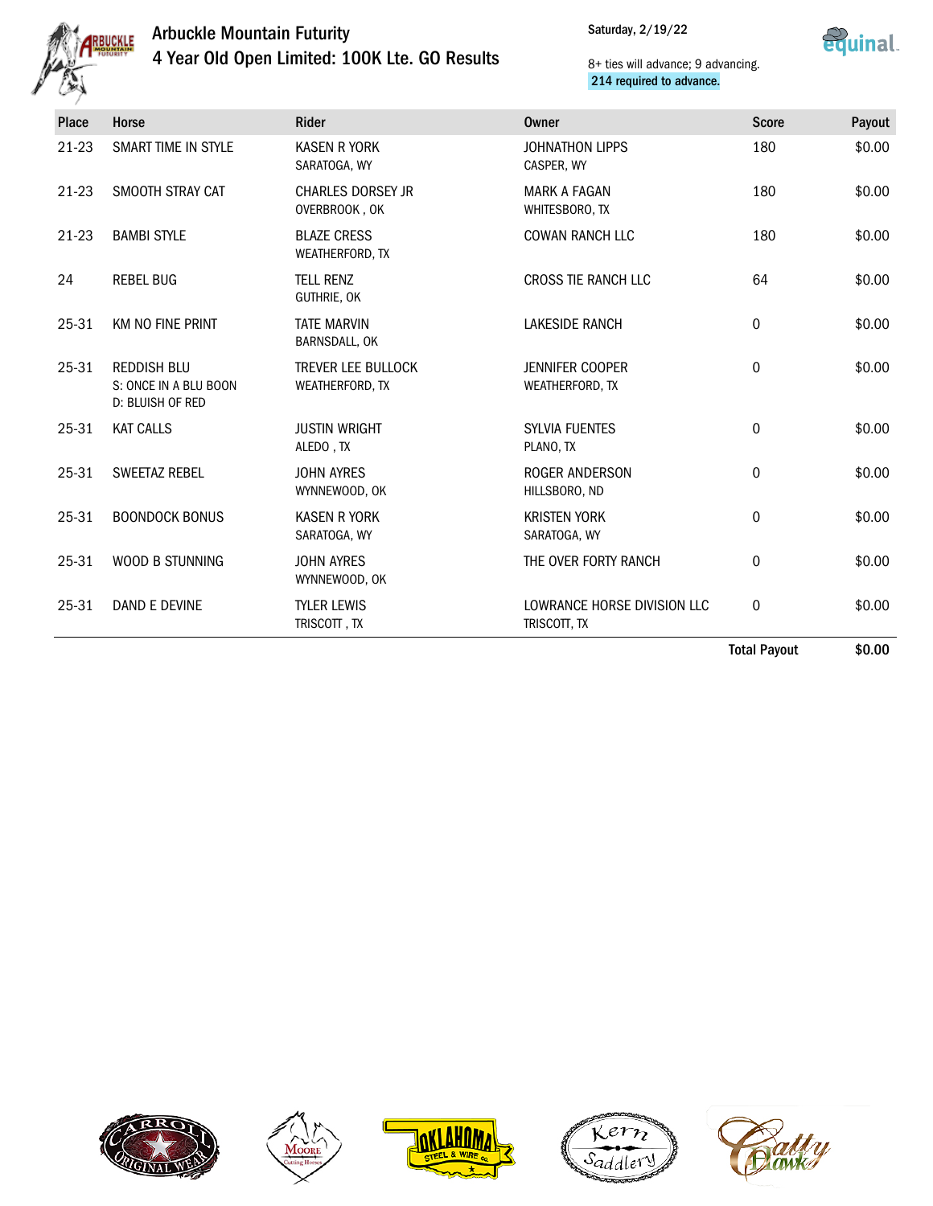# Arbuckle Mountain Futurity

## 4 Year Old Open Limited: 100K Lte. GO Results

Saturday, 2/19/22

8+ ties will advance; 9 advancing.
214 required to advance.

| Place | Horse | Rider | Owner | Score | Payout |
|---|---|---|---|---|---|
| 21-23 | SMART TIME IN STYLE | KASEN R YORK<br>SARATOGA, WY | JOHNATHON LIPPS<br>CASPER, WY | 180 | $0.00 |
| 21-23 | SMOOTH STRAY CAT | CHARLES DORSEY JR<br>OVERBROOK , OK | MARK A FAGAN<br>WHITESBORO, TX | 180 | $0.00 |
| 21-23 | BAMBI STYLE | BLAZE CRESS<br>WEATHERFORD, TX | COWAN RANCH LLC | 180 | $0.00 |
| 24 | REBEL BUG | TELL RENZ<br>GUTHRIE, OK | CROSS TIE RANCH LLC | 64 | $0.00 |
| 25-31 | KM NO FINE PRINT | TATE MARVIN<br>BARNSDALL, OK | LAKESIDE RANCH | 0 | $0.00 |
| 25-31 | REDDISH BLU<br>S: ONCE IN A BLU BOON<br>D: BLUISH OF RED | TREVER LEE BULLOCK<br>WEATHERFORD, TX | JENNIFER COOPER<br>WEATHERFORD, TX | 0 | $0.00 |
| 25-31 | KAT CALLS | JUSTIN WRIGHT<br>ALEDO , TX | SYLVIA FUENTES<br>PLANO, TX | 0 | $0.00 |
| 25-31 | SWEETAZ REBEL | JOHN AYRES<br>WYNNEWOOD, OK | ROGER ANDERSON<br>HILLSBORO, ND | 0 | $0.00 |
| 25-31 | BOONDOCK BONUS | KASEN R YORK<br>SARATOGA, WY | KRISTEN YORK<br>SARATOGA, WY | 0 | $0.00 |
| 25-31 | WOOD B STUNNING | JOHN AYRES<br>WYNNEWOOD, OK | THE OVER FORTY RANCH | 0 | $0.00 |
| 25-31 | DAND E DEVINE | TYLER LEWIS<br>TRISCOTT , TX | LOWRANCE HORSE DIVISION LLC<br>TRISCOTT, TX | 0 | $0.00 |
| | | | | **Total Payout** | **$0.00** |